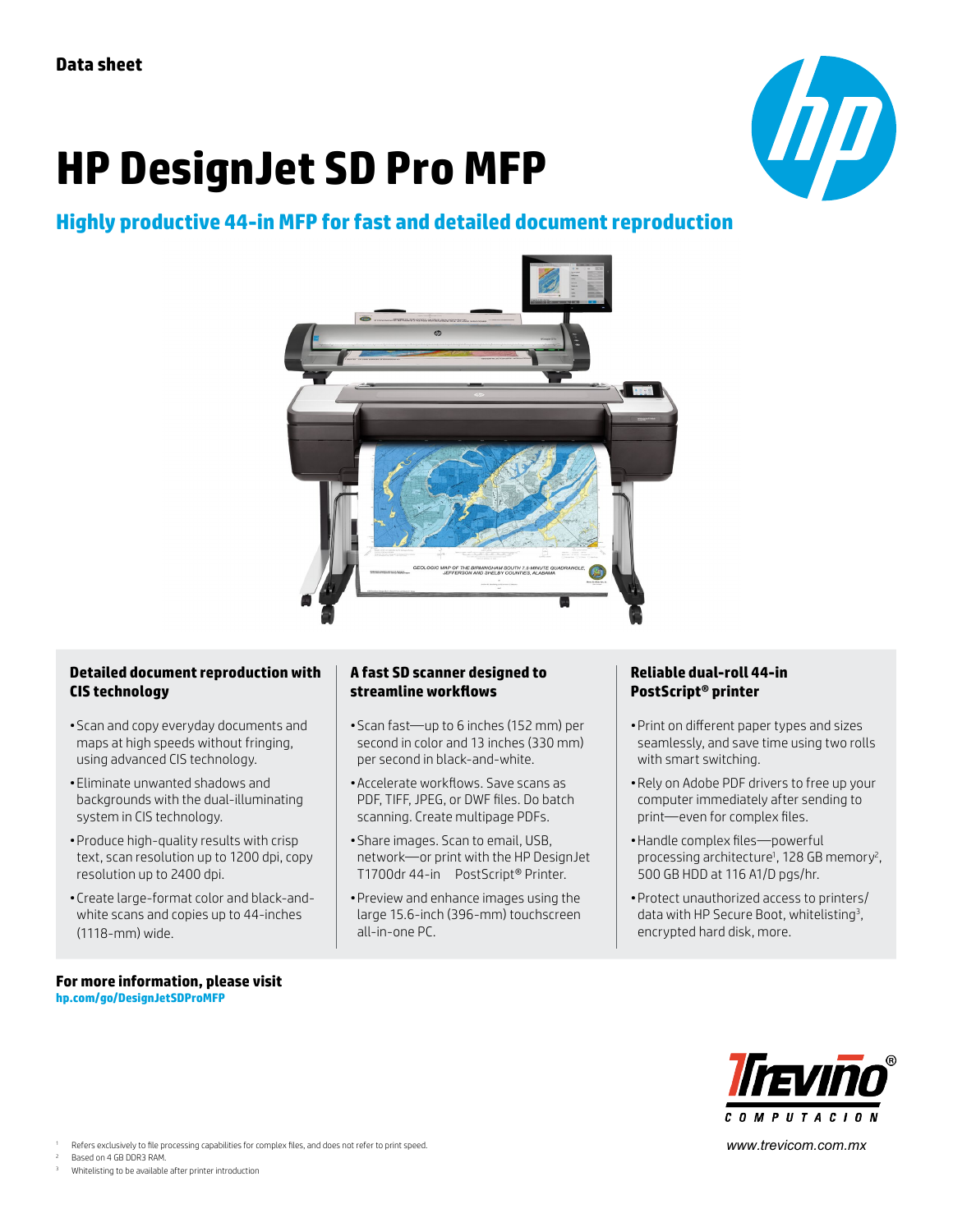Data sheet

# HP DesignJet SD Pro MFP

## Highly productive 44-in MFP for fast and detailed document reproduction

### Detailed document reproduction with CIS technology

- Scan and copy everyday documents and maps at high speeds without fringing, using advanced CIS technology.
- Eliminate unwanted shadows and backgrounds with the dual-illuminating system in CIS technology.
- Produce high-quality results with crisp text, scan resolution up to 1200 dpi, copy resolution up to 2400 dpi.
- Create large-format color and black-and-white scans and copies up to 44-inches (1118-mm) wide.

### A fast SD scanner designed to streamline workflows

- Scan fast—up to 6 inches (152 mm) per second in color and 13 inches (330 mm) per second in black-and-white.
- Accelerate workflows. Save scans as PDF, TIFF, JPEG, or DWF files. Do batch scanning. Create multipage PDFs.
- Share images. Scan to email, USB, network—or print with the HP DesignJet T1700dr 44-in PostScript® Printer.
- Preview and enhance images using the large 15.6-inch (396-mm) touchscreen all-in-one PC.

### Reliable dual-roll 44-in PostScript® printer

- Print on different paper types and sizes seamlessly, and save time using two rolls with smart switching.
- Rely on Adobe PDF drivers to free up your computer immediately after sending to print—even for complex files.
- Handle complex files—powerful processing architecture[1], 128 GB memory[2], 500 GB HDD at 116 A1/D pgs/hr.
- Protect unauthorized access to printers/data with HP Secure Boot, whitelisting[3], encrypted hard disk, more.

**For more information, please visit**
**hp.com/go/DesignJetSDProMFP**

Trevino® COMPUTACION
www.trevicom.com.mx

[1] Refers exclusively to file processing capabilities for complex files, and does not refer to print speed.
[2] Based on 4 GB DDR3 RAM.
[3] Whitelisting to be available after printer introduction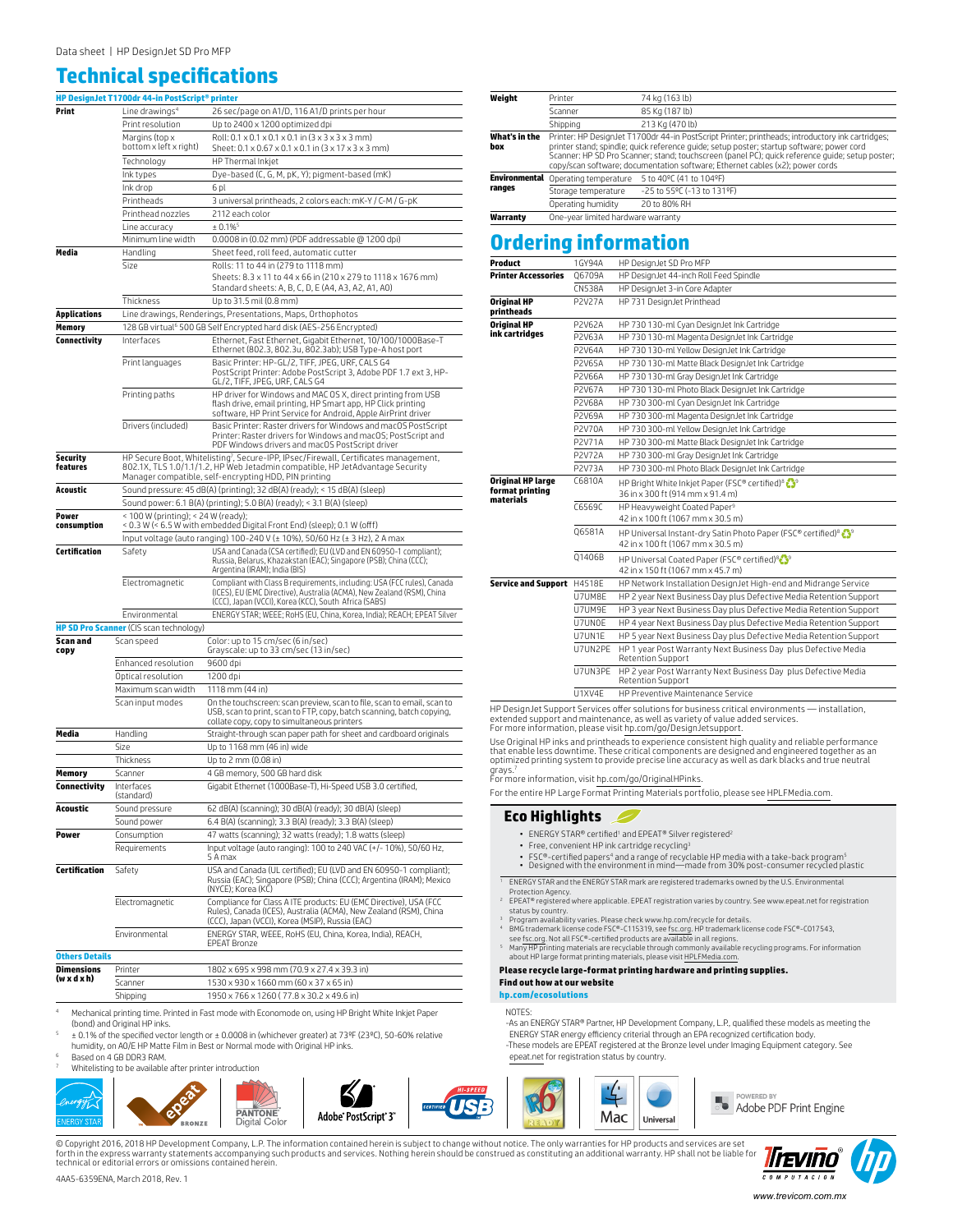# Technical specifications

| | | |
|---|---|---|
| **HP DesignJet T1700dr 44-in PostScript® printer** | | |
| **Print** | Line drawings[4] | 26 sec/page on A1/D, 116 A1/D prints per hour |
| | Print resolution | Up to 2400 x 1200 optimized dpi |
| | Margins (top x bottom x left x right) | Roll: 0.1 x 0.1 x 0.1 x 0.1 in (3 x 3 x 3 x 3 mm) Sheet: 0.1 x 0.67 x 0.1 x 0.1 in (3 x 17 x 3 x 3 mm) |
| | Technology | HP Thermal Inkjet |
| | Ink types | Dye-based (C, G, M, pK, Y); pigment-based (mK) |
| | Ink drop | 6 pl |
| | Printheads | 3 universal printheads, 2 colors each: mK-Y / C-M / G-pK |
| | Printhead nozzles | 2112 each color |
| | Line accuracy | ± 0.1%[5] |
| | Minimum line width | 0.0008 in (0.02 mm) (PDF addressable @ 1200 dpi) |
| **Media** | Handling | Sheet feed, roll feed, automatic cutter |
| | Size | Rolls: 11 to 44 in (279 to 1118 mm) Sheets: 8.3 x 11 to 44 x 66 in (210 x 279 to 1118 x 1676 mm) Standard sheets: A, B, C, D, E (A4, A3, A2, A1, A0) |
| | Thickness | Up to 31.5 mil (0.8 mm) |
| **Applications** | Line drawings, Renderings, Presentations, Maps, Orthophotos | |
| **Memory** | 128 GB virtual[6] 500 GB Self Encrypted hard disk (AES-256 Encrypted) | |
| **Connectivity** | Interfaces | Ethernet, Fast Ethernet, Gigabit Ethernet, 10/100/1000Base-T Ethernet (802.3, 802.3u, 802.3ab); USB Type-A host port |
| | Print languages | Basic Printer: HP-GL/2, TIFF, JPEG, URF, CALS G4 PostScript Printer: Adobe PostScript 3, Adobe PDF 1.7 ext 3, HP-GL/2, TIFF, JPEG, URF, CALS G4 |
| | Printing paths | HP driver for Windows and MAC OS X, direct printing from USB flash drive, email printing, HP Smart app, HP Click printing software, HP Print Service for Android, Apple AirPrint driver |
| | Drivers (included) | Basic Printer: Raster drivers for Windows and macOS PostScript Printer: Raster drivers for Windows and macOS; PostScript and PDF Windows drivers and macOS PostScript driver |
| **Security features** | HP Secure Boot, Whitelisting[7], Secure-IPP, IPsec/Firewall, Certificates management, 802.1X, TLS 1.0/1.1/1.2, HP Web Jetadmin compatible, HP JetAdvantage Security Manager compatible, self-encrypting HDD, PIN printing | |
| **Acoustic** | Sound pressure: 45 dB(A) (printing); 32 dB(A) (ready); < 15 dB(A) (sleep) | |
| | Sound power: 6.1 B(A) (printing); 5.0 B(A) (ready); < 3.1 B(A) (sleep) | |
| **Power consumption** | < 100 W (printing); < 24 W (ready); < 0.3 W (< 6.5 W with embedded Digital Front End) (sleep); 0.1 W (off) | |
| | Input voltage (auto ranging) 100-240 V (± 10%), 50/60 Hz (± 3 Hz), 2 A max | |
| **Certification** | Safety | USA and Canada (CSA certified); EU (LVD and EN 60950-1 compliant); Russia, Belarus, Kazakhstan (EAC); Singapore (PSB); China (CCC); Argentina (IRAM); India (BIS) |
| | Electromagnetic | Compliant with Class B requirements, including: USA (FCC rules), Canada (ICES), EU (EMC Directive), Australia (ACMA), New Zealand (RSM), China (CCC), Japan (VCCI), Korea (KCC), South Africa (SABS) |
| | Environmental | ENERGY STAR; WEEE; RoHS (EU, China, Korea, India); REACH; EPEAT Silver |
| **HP SD Pro Scanner** (CIS scan technology) | | |
| **Scan and copy** | Scan speed | Color: up to 15 cm/sec (6 in/sec) Grayscale: up to 33 cm/sec (13 in/sec) |
| | Enhanced resolution | 9600 dpi |
| | Optical resolution | 1200 dpi |
| | Maximum scan width | 1118 mm (44 in) |
| | Scan input modes | On the touchscreen: scan preview, scan to file, scan to email, scan to USB, scan to print, scan to FTP, copy, batch scanning, batch copying, collate copy, copy to simultaneous printers |
| **Media** | Handling | Straight-through scan paper path for sheet and cardboard originals |
| | Size | Up to 1168 mm (46 in) wide |
| | Thickness | Up to 2 mm (0.08 in) |
| **Memory** | Scanner | 4 GB memory, 500 GB hard disk |
| **Connectivity** | Interfaces (standard) | Gigabit Ethernet (1000Base-T), Hi-Speed USB 3.0 certified, |
| **Acoustic** | Sound pressure | 62 dB(A) (scanning); 30 dB(A) (ready); 30 dB(A) (sleep) |
| | Sound power | 6.4 B(A) (scanning); 3.3 B(A) (ready); 3.3 B(A) (sleep) |
| **Power** | Consumption | 47 watts (scanning); 32 watts (ready); 1.8 watts (sleep) |
| | Requirements | Input voltage (auto ranging): 100 to 240 VAC (+/- 10%), 50/60 Hz, 5 A max |
| **Certification** | Safety | USA and Canada (UL certified); EU (LVD and EN 60950-1 compliant); Russia (EAC); Singapore (PSB); China (CCC); Argentina (IRAM); Mexico (NYCE); Korea (KC) |
| | Electromagnetic | Compliance for Class A ITE products: EU (EMC Directive), USA (FCC Rules), Canada (ICES), Australia (ACMA), New Zealand (RSM), China (CCC), Japan (VCCI), Korea (MSIP), Russia (EAC) |
| | Environmental | ENERGY STAR, WEEE, RoHS (EU, China, Korea, India), REACH, EPEAT Bronze |
| **Others Details** | | |
| **Dimensions (w x d x h)** | Printer | 1802 x 696 x 998 mm (70.9 x 27.4 x 39.3 in) |
| | Scanner | 1530 x 930 x 1660 mm (60 x 37 x 65 in) |
| | Shipping | 1950 x 766 x 1260 ( 77.8 x 30.2 x 49.6 in) |

4 Mechanical printing time. Printed in Fast mode with Economode on, using HP Bright White Inkjet Paper (bond) and Original HP inks.

5 ± 0.1% of the specified vector length or ± 0.0008 in (whichever greater) at 73ºF (23ºC), 50-60% relative humidity, on A0/E HP Matte Film in Best or Normal mode with Original HP inks.

6 Based on 4 GB DDR3 RAM.

7 Whitelisting to be available after printer introduction

| | | |
|---|---|---|
| **Weight** | Printer | 74 kg (163 lb) |
| | Scanner | 85 Kg (187 lb) |
| | Shipping | 213 Kg (470 lb) |
| **What's in the box** | Printer: HP DesignJet T1700dr 44-in PostScript Printer; printheads; introductory ink cartridges; printer stand; spindle; quick reference guide; setup poster; startup software; power cord Scanner: HP SD Pro Scanner; stand; touchscreen (panel PC); quick reference guide; setup poster; copy/scan software; documentation software; Ethernet cables (x2); power cords | |
| **Environmental ranges** | Operating temperature | 5 to 40ºC (41 to 104ºF) |
| | Storage temperature | -25 to 55ºC (-13 to 131ºF) |
| | Operating humidity | 20 to 80% RH |
| **Warranty** | One-year limited hardware warranty | |

# Ordering information

| | | |
|---|---|---|
| **Product** | 1GY94A | HP DesignJet SD Pro MFP |
| **Printer Accessories** | Q6709A | HP DesignJet 44-inch Roll Feed Spindle |
| | CN538A | HP DesignJet 3-in Core Adapter |
| **Original HP printheads** | P2V27A | HP 731 DesignJet Printhead |
| **Original HP ink cartridges** | P2V62A | HP 730 130-ml Cyan DesignJet Ink Cartridge |
| | P2V63A | HP 730 130-ml Magenta DesignJet Ink Cartridge |
| | P2V64A | HP 730 130-ml Yellow DesignJet Ink Cartridge |
| | P2V65A | HP 730 130-ml Matte Black DesignJet Ink Cartridge |
| | P2V66A | HP 730 130-ml Gray DesignJet Ink Cartridge |
| | P2V67A | HP 730 130-ml Photo Black DesignJet Ink Cartridge |
| | P2V68A | HP 730 300-ml Cyan DesignJet Ink Cartridge |
| | P2V69A | HP 730 300-ml Magenta DesignJet Ink Cartridge |
| | P2V70A | HP 730 300-ml Yellow DesignJet Ink Cartridge |
| | P2V71A | HP 730 300-ml Matte Black DesignJet Ink Cartridge |
| | P2V72A | HP 730 300-ml Gray DesignJet Ink Cartridge |
| | P2V73A | HP 730 300-ml Photo Black DesignJet Ink Cartridge |
| **Original HP large format printing materials** | C6810A | HP Bright White Inkjet Paper (FSC® certified)[8][9] 36 in x 300 ft (914 mm x 91.4 m) |
| | C6569C | HP Heavyweight Coated Paper[9] 42 in x 100 ft (1067 mm x 30.5 m) |
| | Q6581A | HP Universal Instant-dry Satin Photo Paper (FSC® certified)[8][9] 42 in x 100 ft (1067 mm x 30.5 m) |
| | Q1406B | HP Universal Coated Paper (FSC® certified)[8][9] 42 in x 150 ft (1067 mm x 45.7 m) |
| **Service and Support** | H4518E | HP Network Installation DesignJet High-end and Midrange Service |
| | U7UM8E | HP 2 year Next Business Day plus Defective Media Retention Support |
| | U7UM9E | HP 3 year Next Business Day plus Defective Media Retention Support |
| | U7UN0E | HP 4 year Next Business Day plus Defective Media Retention Support |
| | U7UN1E | HP 5 year Next Business Day plus Defective Media Retention Support |
| | U7UN2PE | HP 1 year Post Warranty Next Business Day plus Defective Media Retention Support |
| | U7UN3PE | HP 2 year Post Warranty Next Business Day plus Defective Media Retention Support |
| | U1XV4E | HP Preventive Maintenance Service |

HP DesignJet Support Services offer solutions for business critical environments — installation, extended support and maintenance, as well as variety of value added services. For more information, please visit hp.com/go/DesignJetsupport.

Use Original HP inks and printheads to experience consistent high quality and reliable performance that enable less downtime. These critical components are designed and engineered together as an optimized printing system to provide precise line accuracy as well as dark blacks and true neutral grays.[7] For more information, visit hp.com/go/OriginalHPinks.

For the entire HP Large Format Printing Materials portfolio, please see HPLFMedia.com.

## Eco Highlights

- ENERGY STAR® certified[1] and EPEAT® Silver registered[2]
- Free, convenient HP ink cartridge recycling[3]
- FSC®-certified papers[4] and a range of recyclable HP media with a take-back program[5]
- Designed with the environment in mind—made from 30% post-consumer recycled plastic

1 ENERGY STAR and the ENERGY STAR mark are registered trademarks owned by the U.S. Environmental Protection Agency.

2 EPEAT® registered where applicable. EPEAT registration varies by country. See www.epeat.net for registration status by country.

3 Program availability varies. Please check www.hp.com/recycle for details.

4 BMG trademark license code FSC®-C115319, see fsc.org. HP trademark license code FSC®-C017543, see fsc.org. Not all FSC®-certified products are available in all regions.

5 Many HP printing materials are recyclable through commonly available recycling programs. For information about HP large format printing materials, please visit HPLFMedia.com.

**Please recycle large-format printing hardware and printing supplies.**
**Find out how at our website**
**hp.com/ecosolutions**

NOTES:
-As an ENERGY STAR® Partner, HP Development Company, L.P., qualified these models as meeting the ENERGY STAR energy efficiency criterial through an EPA recognized certification body.
-These models are EPEAT registered at the Bronze level under Imaging Equipment category. See epeat.net for registration status by country.

ENERGY STAR | epeat BRONZE | PANTONE Digital Color | Adobe® PostScript® 3™ | CERTIFIED HI-SPEED USB | PDF READY | Mac | Universal | POWERED BY Adobe PDF Print Engine

© Copyright 2016, 2018 HP Development Company, L.P. The information contained herein is subject to change without notice. The only warranties for HP products and services are set forth in the express warranty statements accompanying such products and services. Nothing herein should be construed as constituting an additional warranty. HP shall not be liable for technical or editorial errors or omissions contained herein.

4AA5-6359ENA, March 2018, Rev. 1

Treviño Computación
www.trevicom.com.mx